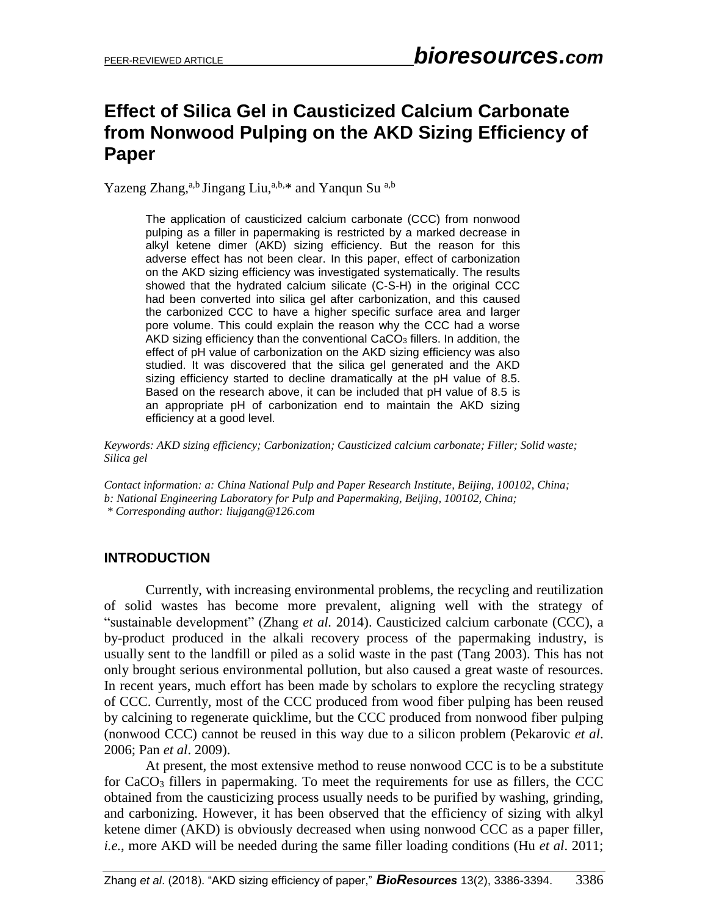# Effect of Silica Gel in Causticized Calcium Carbonate from Nonwood Pulping on the AKD Sizing Efficiency of Paper

Yazeng Zhang,[a,b] Jingang Liu,[a,b,*] and Yanqun Su [a,b]

The application of causticized calcium carbonate (CCC) from nonwood pulping as a filler in papermaking is restricted by a marked decrease in alkyl ketene dimer (AKD) sizing efficiency. But the reason for this adverse effect has not been clear. In this paper, effect of carbonization on the AKD sizing efficiency was investigated systematically. The results showed that the hydrated calcium silicate (C-S-H) in the original CCC had been converted into silica gel after carbonization, and this caused the carbonized CCC to have a higher specific surface area and larger pore volume. This could explain the reason why the CCC had a worse AKD sizing efficiency than the conventional $CaCO_3$ fillers. In addition, the effect of pH value of carbonization on the AKD sizing efficiency was also studied. It was discovered that the silica gel generated and the AKD sizing efficiency started to decline dramatically at the pH value of 8.5. Based on the research above, it can be included that pH value of 8.5 is an appropriate pH of carbonization end to maintain the AKD sizing efficiency at a good level.

*Keywords: AKD sizing efficiency; Carbonization; Causticized calcium carbonate; Filler; Solid waste; Silica gel*

*Contact information: a: China National Pulp and Paper Research Institute, Beijing, 100102, China; b: National Engineering Laboratory for Pulp and Papermaking, Beijing, 100102, China;*
*\* Corresponding author: liujgang@126.com*

## INTRODUCTION

Currently, with increasing environmental problems, the recycling and reutilization of solid wastes has become more prevalent, aligning well with the strategy of "sustainable development" (Zhang *et al.* 2014). Causticized calcium carbonate (CCC), a by-product produced in the alkali recovery process of the papermaking industry, is usually sent to the landfill or piled as a solid waste in the past (Tang 2003). This has not only brought serious environmental pollution, but also caused a great waste of resources. In recent years, much effort has been made by scholars to explore the recycling strategy of CCC. Currently, most of the CCC produced from wood fiber pulping has been reused by calcining to regenerate quicklime, but the CCC produced from nonwood fiber pulping (nonwood CCC) cannot be reused in this way due to a silicon problem (Pekarovic *et al*. 2006; Pan *et al*. 2009).

At present, the most extensive method to reuse nonwood CCC is to be a substitute for $CaCO_3$ fillers in papermaking. To meet the requirements for use as fillers, the CCC obtained from the causticizing process usually needs to be purified by washing, grinding, and carbonizing. However, it has been observed that the efficiency of sizing with alkyl ketene dimer (AKD) is obviously decreased when using nonwood CCC as a paper filler, *i.e.*, more AKD will be needed during the same filler loading conditions (Hu *et al*. 2011;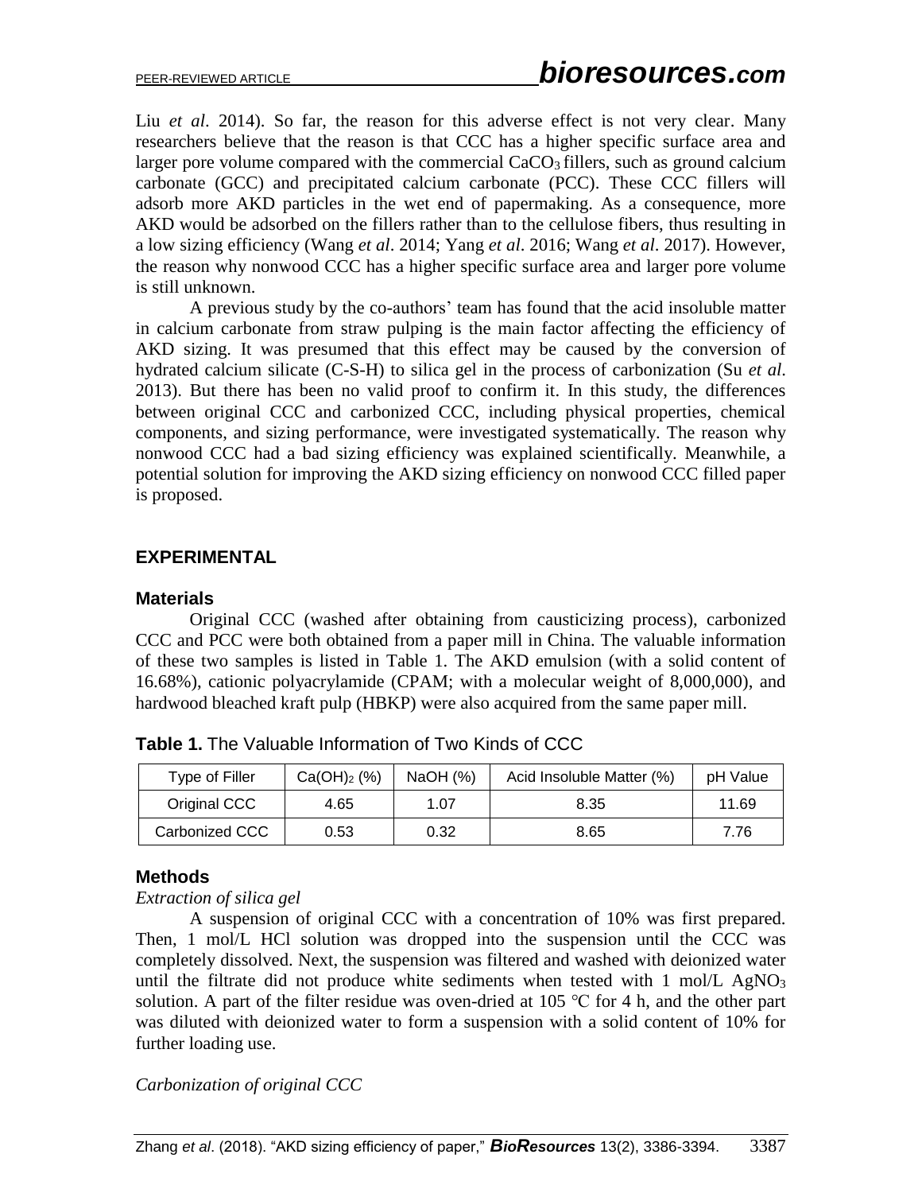Liu *et al*. 2014). So far, the reason for this adverse effect is not very clear. Many researchers believe that the reason is that CCC has a higher specific surface area and larger pore volume compared with the commercial $CaCO_3$ fillers, such as ground calcium carbonate (GCC) and precipitated calcium carbonate (PCC). These CCC fillers will adsorb more AKD particles in the wet end of papermaking. As a consequence, more AKD would be adsorbed on the fillers rather than to the cellulose fibers, thus resulting in a low sizing efficiency (Wang *et al*. 2014; Yang *et al*. 2016; Wang *et al*. 2017). However, the reason why nonwood CCC has a higher specific surface area and larger pore volume is still unknown.

A previous study by the co-authors' team has found that the acid insoluble matter in calcium carbonate from straw pulping is the main factor affecting the efficiency of AKD sizing. It was presumed that this effect may be caused by the conversion of hydrated calcium silicate (C-S-H) to silica gel in the process of carbonization (Su *et al*. 2013). But there has been no valid proof to confirm it. In this study, the differences between original CCC and carbonized CCC, including physical properties, chemical components, and sizing performance, were investigated systematically. The reason why nonwood CCC had a bad sizing efficiency was explained scientifically. Meanwhile, a potential solution for improving the AKD sizing efficiency on nonwood CCC filled paper is proposed.

## EXPERIMENTAL

### Materials

Original CCC (washed after obtaining from causticizing process), carbonized CCC and PCC were both obtained from a paper mill in China. The valuable information of these two samples is listed in Table 1. The AKD emulsion (with a solid content of 16.68%), cationic polyacrylamide (CPAM; with a molecular weight of 8,000,000), and hardwood bleached kraft pulp (HBKP) were also acquired from the same paper mill.

**Table 1.** The Valuable Information of Two Kinds of CCC

| Type of Filler | $Ca(OH)_2$ (%) | NaOH (%) | Acid Insoluble Matter (%) | pH Value |
|---|---|---|---|---|
| Original CCC | 4.65 | 1.07 | 8.35 | 11.69 |
| Carbonized CCC | 0.53 | 0.32 | 8.65 | 7.76 |

### Methods

*Extraction of silica gel*

A suspension of original CCC with a concentration of 10% was first prepared. Then, 1 mol/L HCl solution was dropped into the suspension until the CCC was completely dissolved. Next, the suspension was filtered and washed with deionized water until the filtrate did not produce white sediments when tested with 1 mol/L $AgNO_3$ solution. A part of the filter residue was oven-dried at 105 ℃ for 4 h, and the other part was diluted with deionized water to form a suspension with a solid content of 10% for further loading use.

*Carbonization of original CCC*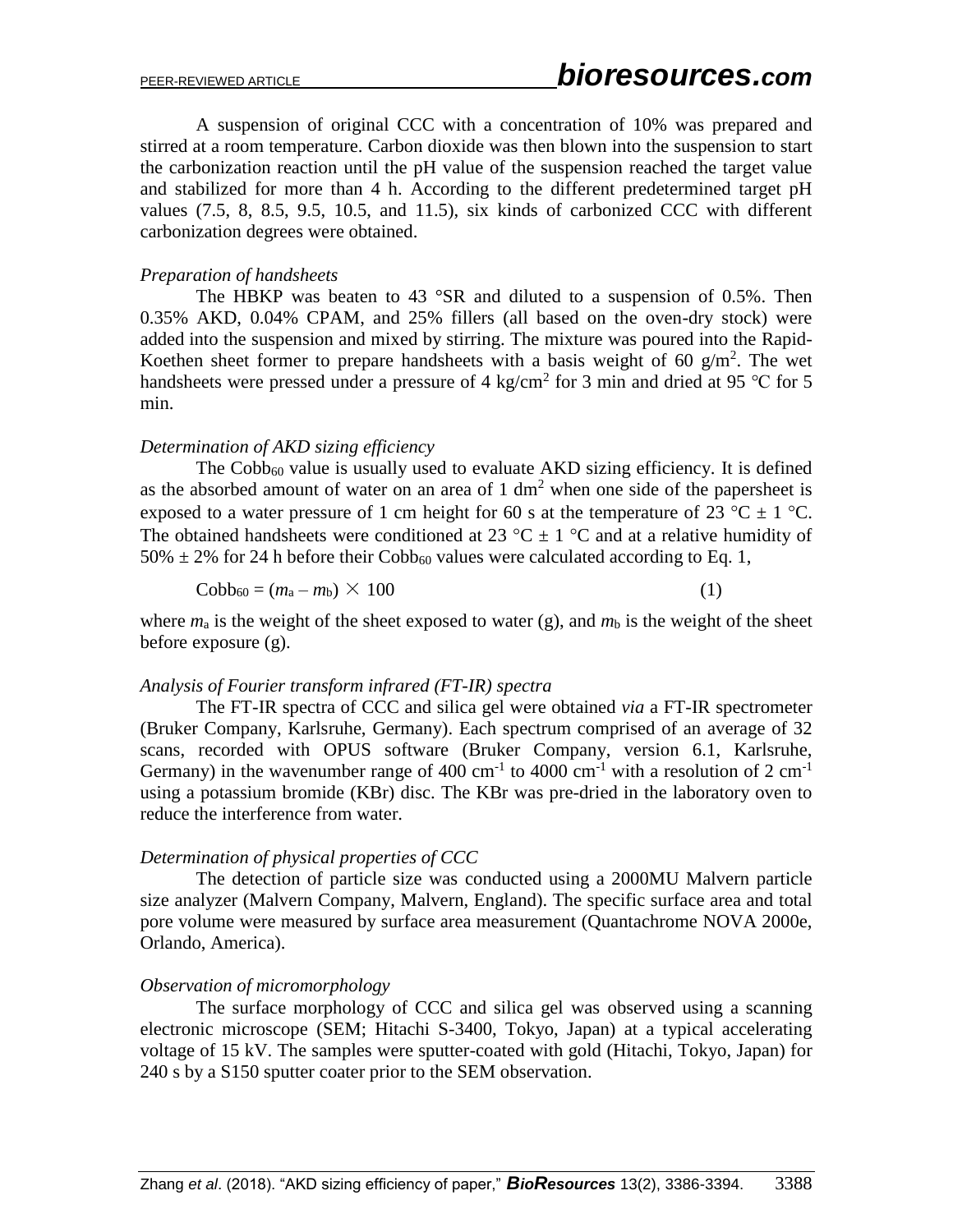A suspension of original CCC with a concentration of 10% was prepared and stirred at a room temperature. Carbon dioxide was then blown into the suspension to start the carbonization reaction until the pH value of the suspension reached the target value and stabilized for more than 4 h. According to the different predetermined target pH values (7.5, 8, 8.5, 9.5, 10.5, and 11.5), six kinds of carbonized CCC with different carbonization degrees were obtained.

*Preparation of handsheets*

The HBKP was beaten to 43 °SR and diluted to a suspension of 0.5%. Then 0.35% AKD, 0.04% CPAM, and 25% fillers (all based on the oven-dry stock) were added into the suspension and mixed by stirring. The mixture was poured into the Rapid-Koethen sheet former to prepare handsheets with a basis weight of 60 g/m$^2$. The wet handsheets were pressed under a pressure of 4 kg/cm$^2$ for 3 min and dried at 95 ℃ for 5 min.

*Determination of AKD sizing efficiency*

The $Cobb_{60}$ value is usually used to evaluate AKD sizing efficiency. It is defined as the absorbed amount of water on an area of 1 dm$^2$ when one side of the papersheet is exposed to a water pressure of 1 cm height for 60 s at the temperature of 23 °C ± 1 °C. The obtained handsheets were conditioned at 23 °C ± 1 °C and at a relative humidity of 50% ± 2% for 24 h before their $Cobb_{60}$ values were calculated according to Eq. 1,

$$Cobb_{60} = (m_a - m_b) \times 100 \qquad (1)$$

where $m_a$ is the weight of the sheet exposed to water (g), and $m_b$ is the weight of the sheet before exposure (g).

*Analysis of Fourier transform infrared (FT-IR) spectra*

The FT-IR spectra of CCC and silica gel were obtained *via* a FT-IR spectrometer (Bruker Company, Karlsruhe, Germany). Each spectrum comprised of an average of 32 scans, recorded with OPUS software (Bruker Company, version 6.1, Karlsruhe, Germany) in the wavenumber range of 400 cm$^{-1}$ to 4000 cm$^{-1}$ with a resolution of 2 cm$^{-1}$ using a potassium bromide (KBr) disc. The KBr was pre-dried in the laboratory oven to reduce the interference from water.

*Determination of physical properties of CCC*

The detection of particle size was conducted using a 2000MU Malvern particle size analyzer (Malvern Company, Malvern, England). The specific surface area and total pore volume were measured by surface area measurement (Quantachrome NOVA 2000e, Orlando, America).

*Observation of micromorphology*

The surface morphology of CCC and silica gel was observed using a scanning electronic microscope (SEM; Hitachi S-3400, Tokyo, Japan) at a typical accelerating voltage of 15 kV. The samples were sputter-coated with gold (Hitachi, Tokyo, Japan) for 240 s by a S150 sputter coater prior to the SEM observation.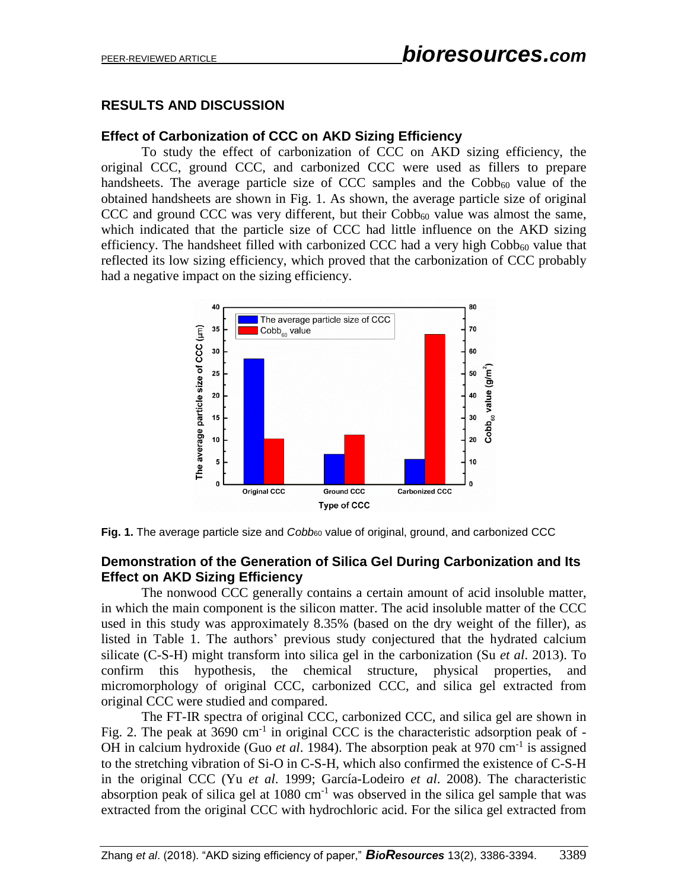## RESULTS AND DISCUSSION

### Effect of Carbonization of CCC on AKD Sizing Efficiency

To study the effect of carbonization of CCC on AKD sizing efficiency, the original CCC, ground CCC, and carbonized CCC were used as fillers to prepare handsheets. The average particle size of CCC samples and the $Cobb_{60}$ value of the obtained handsheets are shown in Fig. 1. As shown, the average particle size of original CCC and ground CCC was very different, but their $Cobb_{60}$ value was almost the same, which indicated that the particle size of CCC had little influence on the AKD sizing efficiency. The handsheet filled with carbonized CCC had a very high $Cobb_{60}$ value that reflected its low sizing efficiency, which proved that the carbonization of CCC probably had a negative impact on the sizing efficiency.

**Fig. 1.** The average particle size and *Cobb*$_{60}$ value of original, ground, and carbonized CCC

### Demonstration of the Generation of Silica Gel During Carbonization and Its Effect on AKD Sizing Efficiency

The nonwood CCC generally contains a certain amount of acid insoluble matter, in which the main component is the silicon matter. The acid insoluble matter of the CCC used in this study was approximately 8.35% (based on the dry weight of the filler), as listed in Table 1. The authors' previous study conjectured that the hydrated calcium silicate (C-S-H) might transform into silica gel in the carbonization (Su *et al*. 2013). To confirm this hypothesis, the chemical structure, physical properties, and micromorphology of original CCC, carbonized CCC, and silica gel extracted from original CCC were studied and compared.

The FT-IR spectra of original CCC, carbonized CCC, and silica gel are shown in Fig. 2. The peak at 3690 $cm^{-1}$ in original CCC is the characteristic adsorption peak of -OH in calcium hydroxide (Guo *et al*. 1984). The absorption peak at 970 $cm^{-1}$ is assigned to the stretching vibration of Si-O in C-S-H, which also confirmed the existence of C-S-H in the original CCC (Yu *et al*. 1999; García-Lodeiro *et al*. 2008). The characteristic absorption peak of silica gel at 1080 $cm^{-1}$ was observed in the silica gel sample that was extracted from the original CCC with hydrochloric acid. For the silica gel extracted from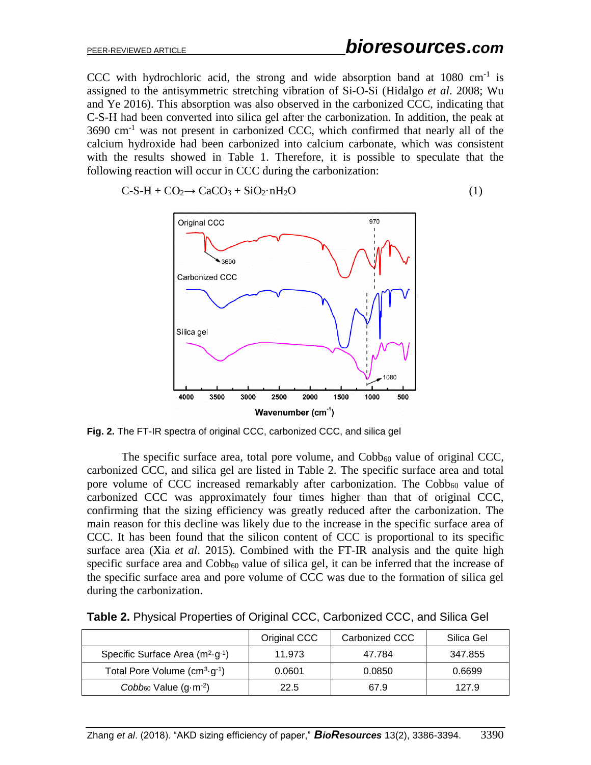CCC with hydrochloric acid, the strong and wide absorption band at 1080 $cm^{-1}$ is assigned to the antisymmetric stretching vibration of Si-O-Si (Hidalgo *et al*. 2008; Wu and Ye 2016). This absorption was also observed in the carbonized CCC, indicating that C-S-H had been converted into silica gel after the carbonization. In addition, the peak at 3690 $cm^{-1}$ was not present in carbonized CCC, which confirmed that nearly all of the calcium hydroxide had been carbonized into calcium carbonate, which was consistent with the results showed in Table 1. Therefore, it is possible to speculate that the following reaction will occur in CCC during the carbonization:

$$\text{C-S-H} + CO_2 \rightarrow CaCO_3 + SiO_2 \cdot nH_2O \qquad (1)$$

**Fig. 2.** The FT-IR spectra of original CCC, carbonized CCC, and silica gel

The specific surface area, total pore volume, and $Cobb_{60}$ value of original CCC, carbonized CCC, and silica gel are listed in Table 2. The specific surface area and total pore volume of CCC increased remarkably after carbonization. The $Cobb_{60}$ value of carbonized CCC was approximately four times higher than that of original CCC, confirming that the sizing efficiency was greatly reduced after the carbonization. The main reason for this decline was likely due to the increase in the specific surface area of CCC. It has been found that the silicon content of CCC is proportional to its specific surface area (Xia *et al*. 2015). Combined with the FT-IR analysis and the quite high specific surface area and $Cobb_{60}$ value of silica gel, it can be inferred that the increase of the specific surface area and pore volume of CCC was due to the formation of silica gel during the carbonization.

**Table 2.** Physical Properties of Original CCC, Carbonized CCC, and Silica Gel

| | Original CCC | Carbonized CCC | Silica Gel |
|---|---|---|---|
| Specific Surface Area ($m^2 \cdot g^{-1}$) | 11.973 | 47.784 | 347.855 |
| Total Pore Volume ($cm^3 \cdot g^{-1}$) | 0.0601 | 0.0850 | 0.6699 |
| *Cobb*$_{60}$ Value ($g \cdot m^{-2}$) | 22.5 | 67.9 | 127.9 |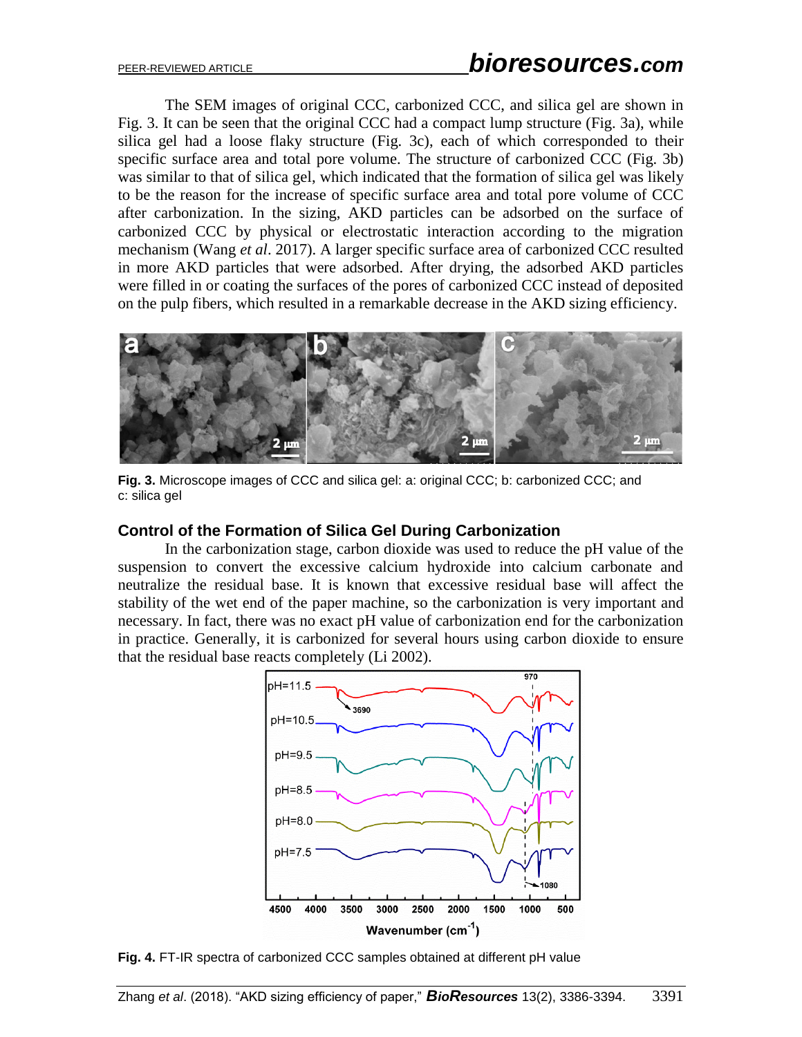The SEM images of original CCC, carbonized CCC, and silica gel are shown in Fig. 3. It can be seen that the original CCC had a compact lump structure (Fig. 3a), while silica gel had a loose flaky structure (Fig. 3c), each of which corresponded to their specific surface area and total pore volume. The structure of carbonized CCC (Fig. 3b) was similar to that of silica gel, which indicated that the formation of silica gel was likely to be the reason for the increase of specific surface area and total pore volume of CCC after carbonization. In the sizing, AKD particles can be adsorbed on the surface of carbonized CCC by physical or electrostatic interaction according to the migration mechanism (Wang *et al*. 2017). A larger specific surface area of carbonized CCC resulted in more AKD particles that were adsorbed. After drying, the adsorbed AKD particles were filled in or coating the surfaces of the pores of carbonized CCC instead of deposited on the pulp fibers, which resulted in a remarkable decrease in the AKD sizing efficiency.

**Fig. 3.** Microscope images of CCC and silica gel: a: original CCC; b: carbonized CCC; and c: silica gel

## Control of the Formation of Silica Gel During Carbonization

In the carbonization stage, carbon dioxide was used to reduce the pH value of the suspension to convert the excessive calcium hydroxide into calcium carbonate and neutralize the residual base. It is known that excessive residual base will affect the stability of the wet end of the paper machine, so the carbonization is very important and necessary. In fact, there was no exact pH value of carbonization end for the carbonization in practice. Generally, it is carbonized for several hours using carbon dioxide to ensure that the residual base reacts completely (Li 2002).

**Fig. 4.** FT-IR spectra of carbonized CCC samples obtained at different pH value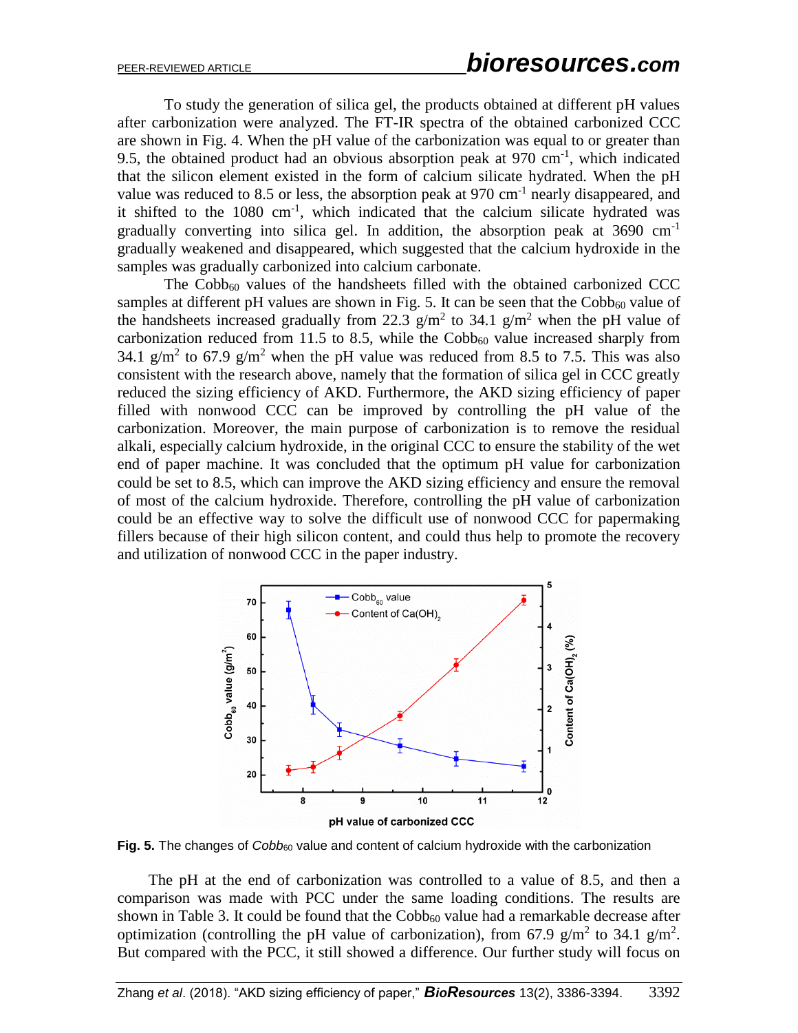To study the generation of silica gel, the products obtained at different pH values after carbonization were analyzed. The FT-IR spectra of the obtained carbonized CCC are shown in Fig. 4. When the pH value of the carbonization was equal to or greater than 9.5, the obtained product had an obvious absorption peak at 970 $cm^{-1}$, which indicated that the silicon element existed in the form of calcium silicate hydrated. When the pH value was reduced to 8.5 or less, the absorption peak at 970 $cm^{-1}$ nearly disappeared, and it shifted to the 1080 $cm^{-1}$, which indicated that the calcium silicate hydrated was gradually converting into silica gel. In addition, the absorption peak at 3690 $cm^{-1}$ gradually weakened and disappeared, which suggested that the calcium hydroxide in the samples was gradually carbonized into calcium carbonate.

The $Cobb_{60}$ values of the handsheets filled with the obtained carbonized CCC samples at different pH values are shown in Fig. 5. It can be seen that the $Cobb_{60}$ value of the handsheets increased gradually from 22.3 $g/m^2$ to 34.1 $g/m^2$ when the pH value of carbonization reduced from 11.5 to 8.5, while the $Cobb_{60}$ value increased sharply from 34.1 $g/m^2$ to 67.9 $g/m^2$ when the pH value was reduced from 8.5 to 7.5. This was also consistent with the research above, namely that the formation of silica gel in CCC greatly reduced the sizing efficiency of AKD. Furthermore, the AKD sizing efficiency of paper filled with nonwood CCC can be improved by controlling the pH value of the carbonization. Moreover, the main purpose of carbonization is to remove the residual alkali, especially calcium hydroxide, in the original CCC to ensure the stability of the wet end of paper machine. It was concluded that the optimum pH value for carbonization could be set to 8.5, which can improve the AKD sizing efficiency and ensure the removal of most of the calcium hydroxide. Therefore, controlling the pH value of carbonization could be an effective way to solve the difficult use of nonwood CCC for papermaking fillers because of their high silicon content, and could thus help to promote the recovery and utilization of nonwood CCC in the paper industry.

**Fig. 5.** The changes of *$Cobb_{60}$* value and content of calcium hydroxide with the carbonization

The pH at the end of carbonization was controlled to a value of 8.5, and then a comparison was made with PCC under the same loading conditions. The results are shown in Table 3. It could be found that the $Cobb_{60}$ value had a remarkable decrease after optimization (controlling the pH value of carbonization), from 67.9 $g/m^2$ to 34.1 $g/m^2$. But compared with the PCC, it still showed a difference. Our further study will focus on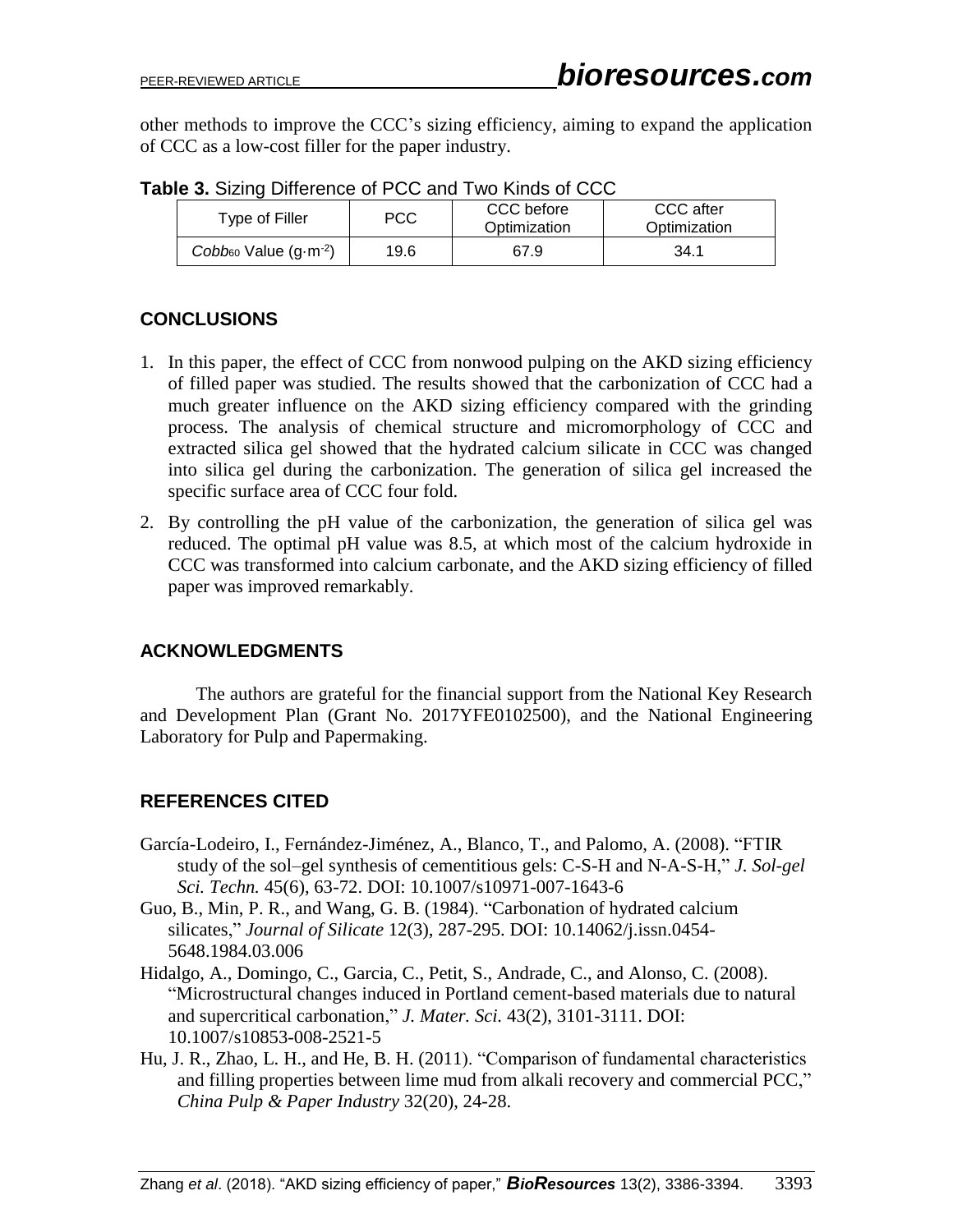other methods to improve the CCC's sizing efficiency, aiming to expand the application of CCC as a low-cost filler for the paper industry.

**Table 3.** Sizing Difference of PCC and Two Kinds of CCC

| Type of Filler | PCC | CCC before Optimization | CCC after Optimization |
|---|---|---|---|
| $Cobb_{60}$ Value ($g \cdot m^{-2}$) | 19.6 | 67.9 | 34.1 |

## CONCLUSIONS

1. In this paper, the effect of CCC from nonwood pulping on the AKD sizing efficiency of filled paper was studied. The results showed that the carbonization of CCC had a much greater influence on the AKD sizing efficiency compared with the grinding process. The analysis of chemical structure and micromorphology of CCC and extracted silica gel showed that the hydrated calcium silicate in CCC was changed into silica gel during the carbonization. The generation of silica gel increased the specific surface area of CCC four fold.
2. By controlling the pH value of the carbonization, the generation of silica gel was reduced. The optimal pH value was 8.5, at which most of the calcium hydroxide in CCC was transformed into calcium carbonate, and the AKD sizing efficiency of filled paper was improved remarkably.

## ACKNOWLEDGMENTS

The authors are grateful for the financial support from the National Key Research and Development Plan (Grant No. 2017YFE0102500), and the National Engineering Laboratory for Pulp and Papermaking.

## REFERENCES CITED

García-Lodeiro, I., Fernández-Jiménez, A., Blanco, T., and Palomo, A. (2008). "FTIR study of the sol–gel synthesis of cementitious gels: C-S-H and N-A-S-H," *J. Sol-gel Sci. Techn.* 45(6), 63-72. DOI: 10.1007/s10971-007-1643-6

Guo, B., Min, P. R., and Wang, G. B. (1984). "Carbonation of hydrated calcium silicates," *Journal of Silicate* 12(3), 287-295. DOI: 10.14062/j.issn.0454-5648.1984.03.006

Hidalgo, A., Domingo, C., Garcia, C., Petit, S., Andrade, C., and Alonso, C. (2008). "Microstructural changes induced in Portland cement-based materials due to natural and supercritical carbonation," *J. Mater. Sci.* 43(2), 3101-3111. DOI: 10.1007/s10853-008-2521-5

Hu, J. R., Zhao, L. H., and He, B. H. (2011). "Comparison of fundamental characteristics and filling properties between lime mud from alkali recovery and commercial PCC," *China Pulp & Paper Industry* 32(20), 24-28.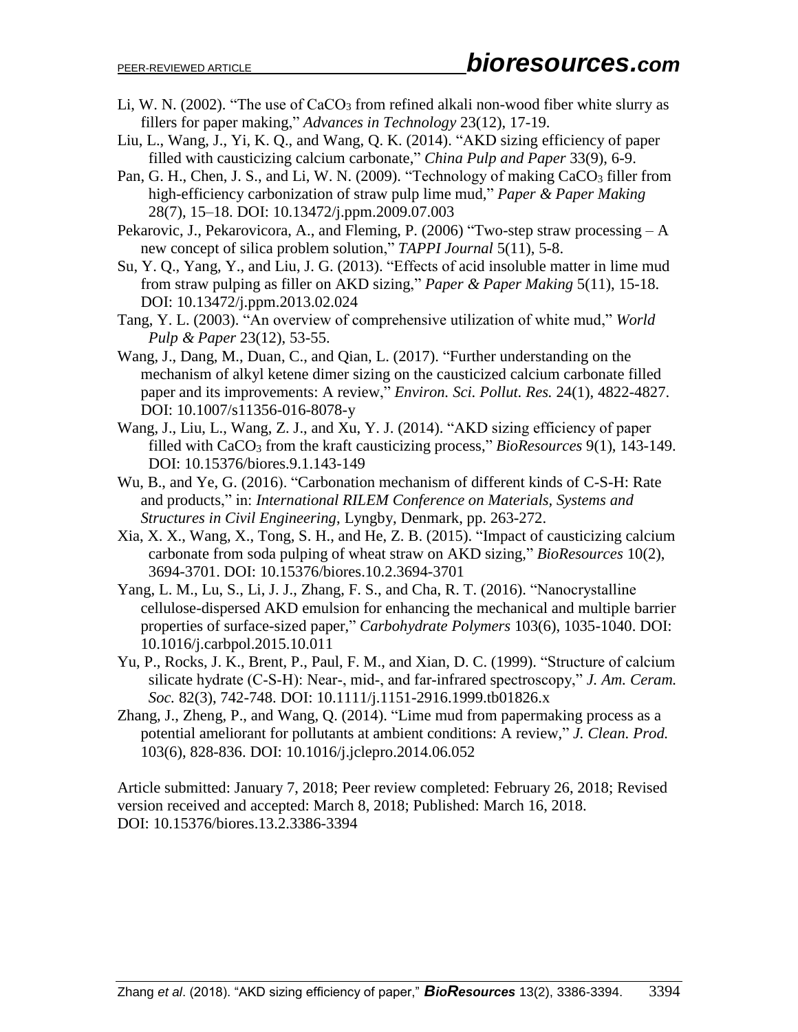Li, W. N. (2002). "The use of $CaCO_3$ from refined alkali non-wood fiber white slurry as fillers for paper making," *Advances in Technology* 23(12), 17-19.

Liu, L., Wang, J., Yi, K. Q., and Wang, Q. K. (2014). "AKD sizing efficiency of paper filled with causticizing calcium carbonate," *China Pulp and Paper* 33(9), 6-9.

Pan, G. H., Chen, J. S., and Li, W. N. (2009). "Technology of making $CaCO_3$ filler from high-efficiency carbonization of straw pulp lime mud," *Paper & Paper Making* 28(7), 15–18. DOI: 10.13472/j.ppm.2009.07.003

Pekarovic, J., Pekarovicora, A., and Fleming, P. (2006) "Two-step straw processing – A new concept of silica problem solution," *TAPPI Journal* 5(11), 5-8.

Su, Y. Q., Yang, Y., and Liu, J. G. (2013). "Effects of acid insoluble matter in lime mud from straw pulping as filler on AKD sizing," *Paper & Paper Making* 5(11), 15-18. DOI: 10.13472/j.ppm.2013.02.024

Tang, Y. L. (2003). "An overview of comprehensive utilization of white mud," *World Pulp & Paper* 23(12), 53-55.

Wang, J., Dang, M., Duan, C., and Qian, L. (2017). "Further understanding on the mechanism of alkyl ketene dimer sizing on the causticized calcium carbonate filled paper and its improvements: A review," *Environ. Sci. Pollut. Res.* 24(1), 4822-4827. DOI: 10.1007/s11356-016-8078-y

Wang, J., Liu, L., Wang, Z. J., and Xu, Y. J. (2014). "AKD sizing efficiency of paper filled with $CaCO_3$ from the kraft causticizing process," *BioResources* 9(1), 143-149. DOI: 10.15376/biores.9.1.143-149

Wu, B., and Ye, G. (2016). "Carbonation mechanism of different kinds of C-S-H: Rate and products," in: *International RILEM Conference on Materials, Systems and Structures in Civil Engineering*, Lyngby, Denmark, pp. 263-272.

Xia, X. X., Wang, X., Tong, S. H., and He, Z. B. (2015). "Impact of causticizing calcium carbonate from soda pulping of wheat straw on AKD sizing," *BioResources* 10(2), 3694-3701. DOI: 10.15376/biores.10.2.3694-3701

Yang, L. M., Lu, S., Li, J. J., Zhang, F. S., and Cha, R. T. (2016). "Nanocrystalline cellulose-dispersed AKD emulsion for enhancing the mechanical and multiple barrier properties of surface-sized paper," *Carbohydrate Polymers* 103(6), 1035-1040. DOI: 10.1016/j.carbpol.2015.10.011

Yu, P., Rocks, J. K., Brent, P., Paul, F. M., and Xian, D. C. (1999). "Structure of calcium silicate hydrate (C-S-H): Near-, mid-, and far-infrared spectroscopy," *J. Am. Ceram. Soc.* 82(3), 742-748. DOI: 10.1111/j.1151-2916.1999.tb01826.x

Zhang, J., Zheng, P., and Wang, Q. (2014). "Lime mud from papermaking process as a potential ameliorant for pollutants at ambient conditions: A review," *J. Clean. Prod.* 103(6), 828-836. DOI: 10.1016/j.jclepro.2014.06.052

Article submitted: January 7, 2018; Peer review completed: February 26, 2018; Revised version received and accepted: March 8, 2018; Published: March 16, 2018.
DOI: 10.15376/biores.13.2.3386-3394